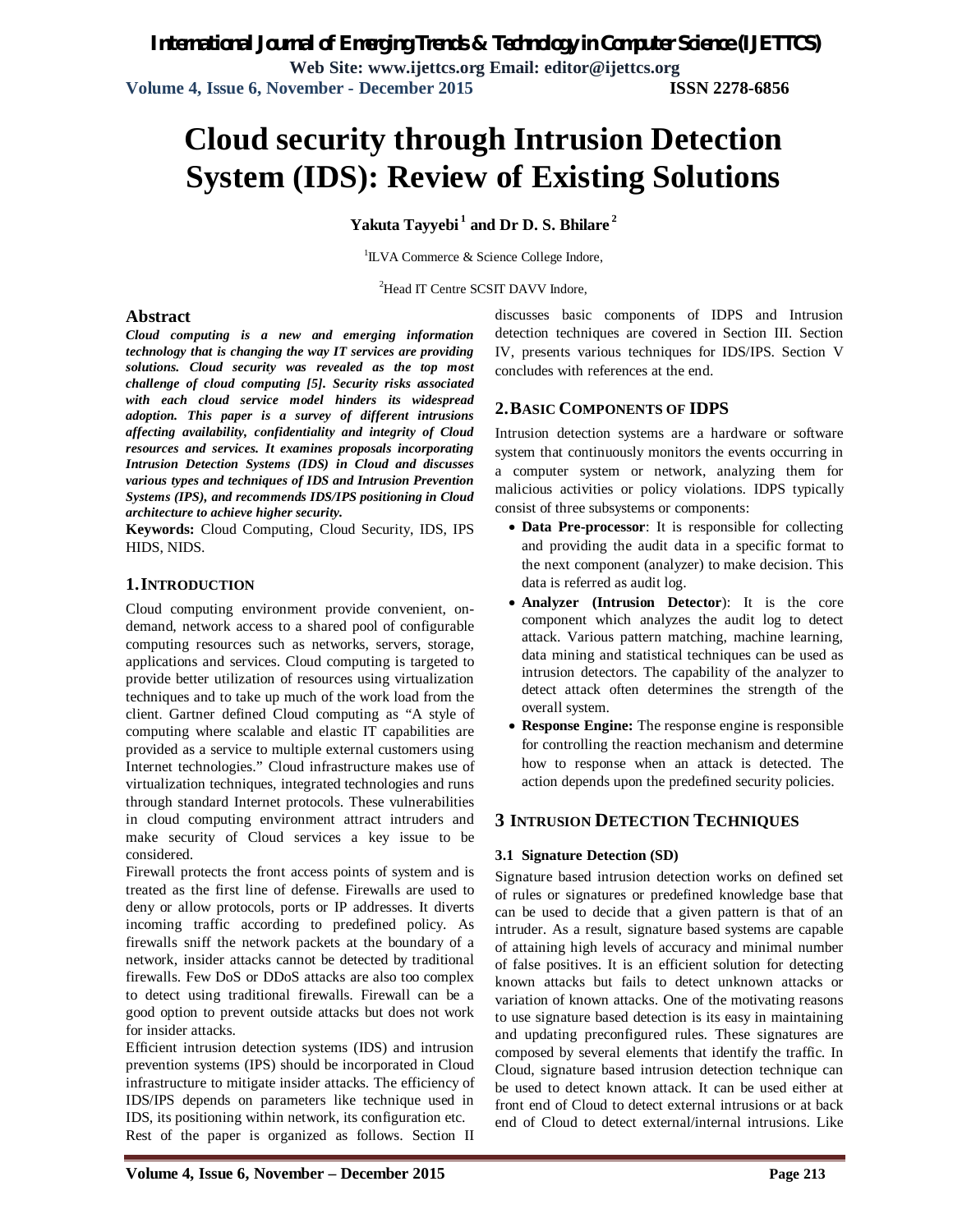# Cloud security through Intrusion Detection System (IDS): Review of Existing Solutions

**Yakuta Tayyebi [1] and Dr D. S. Bhilare [2]**

[1]ILVA Commerce & Science College Indore,

[2]Head IT Centre SCSIT DAVV Indore,

## Abstract

***Cloud computing is a new and emerging information technology that is changing the way IT services are providing solutions. Cloud security was revealed as the top most challenge of cloud computing [5]. Security risks associated with each cloud service model hinders its widespread adoption. This paper is a survey of different intrusions affecting availability, confidentiality and integrity of Cloud resources and services. It examines proposals incorporating Intrusion Detection Systems (IDS) in Cloud and discusses various types and techniques of IDS and Intrusion Prevention Systems (IPS), and recommends IDS/IPS positioning in Cloud architecture to achieve higher security.***

**Keywords:** Cloud Computing, Cloud Security, IDS, IPS HIDS, NIDS.

## 1. INTRODUCTION

Cloud computing environment provide convenient, on-demand, network access to a shared pool of configurable computing resources such as networks, servers, storage, applications and services. Cloud computing is targeted to provide better utilization of resources using virtualization techniques and to take up much of the work load from the client. Gartner defined Cloud computing as "A style of computing where scalable and elastic IT capabilities are provided as a service to multiple external customers using Internet technologies." Cloud infrastructure makes use of virtualization techniques, integrated technologies and runs through standard Internet protocols. These vulnerabilities in cloud computing environment attract intruders and make security of Cloud services a key issue to be considered.

Firewall protects the front access points of system and is treated as the first line of defense. Firewalls are used to deny or allow protocols, ports or IP addresses. It diverts incoming traffic according to predefined policy. As firewalls sniff the network packets at the boundary of a network, insider attacks cannot be detected by traditional firewalls. Few DoS or DDoS attacks are also too complex to detect using traditional firewalls. Firewall can be a good option to prevent outside attacks but does not work for insider attacks.

Efficient intrusion detection systems (IDS) and intrusion prevention systems (IPS) should be incorporated in Cloud infrastructure to mitigate insider attacks. The efficiency of IDS/IPS depends on parameters like technique used in IDS, its positioning within network, its configuration etc.

Rest of the paper is organized as follows. Section II discusses basic components of IDPS and Intrusion detection techniques are covered in Section III. Section IV, presents various techniques for IDS/IPS. Section V concludes with references at the end.

## 2. BASIC COMPONENTS OF IDPS

Intrusion detection systems are a hardware or software system that continuously monitors the events occurring in a computer system or network, analyzing them for malicious activities or policy violations. IDPS typically consist of three subsystems or components:

- **Data Pre-processor**: It is responsible for collecting and providing the audit data in a specific format to the next component (analyzer) to make decision. This data is referred as audit log.
- **Analyzer (Intrusion Detector**): It is the core component which analyzes the audit log to detect attack. Various pattern matching, machine learning, data mining and statistical techniques can be used as intrusion detectors. The capability of the analyzer to detect attack often determines the strength of the overall system.
- **Response Engine:** The response engine is responsible for controlling the reaction mechanism and determine how to response when an attack is detected. The action depends upon the predefined security policies.

## 3 INTRUSION DETECTION TECHNIQUES

### 3.1 Signature Detection (SD)

Signature based intrusion detection works on defined set of rules or signatures or predefined knowledge base that can be used to decide that a given pattern is that of an intruder. As a result, signature based systems are capable of attaining high levels of accuracy and minimal number of false positives. It is an efficient solution for detecting known attacks but fails to detect unknown attacks or variation of known attacks. One of the motivating reasons to use signature based detection is its easy in maintaining and updating preconfigured rules. These signatures are composed by several elements that identify the traffic. In Cloud, signature based intrusion detection technique can be used to detect known attack. It can be used either at front end of Cloud to detect external intrusions or at back end of Cloud to detect external/internal intrusions. Like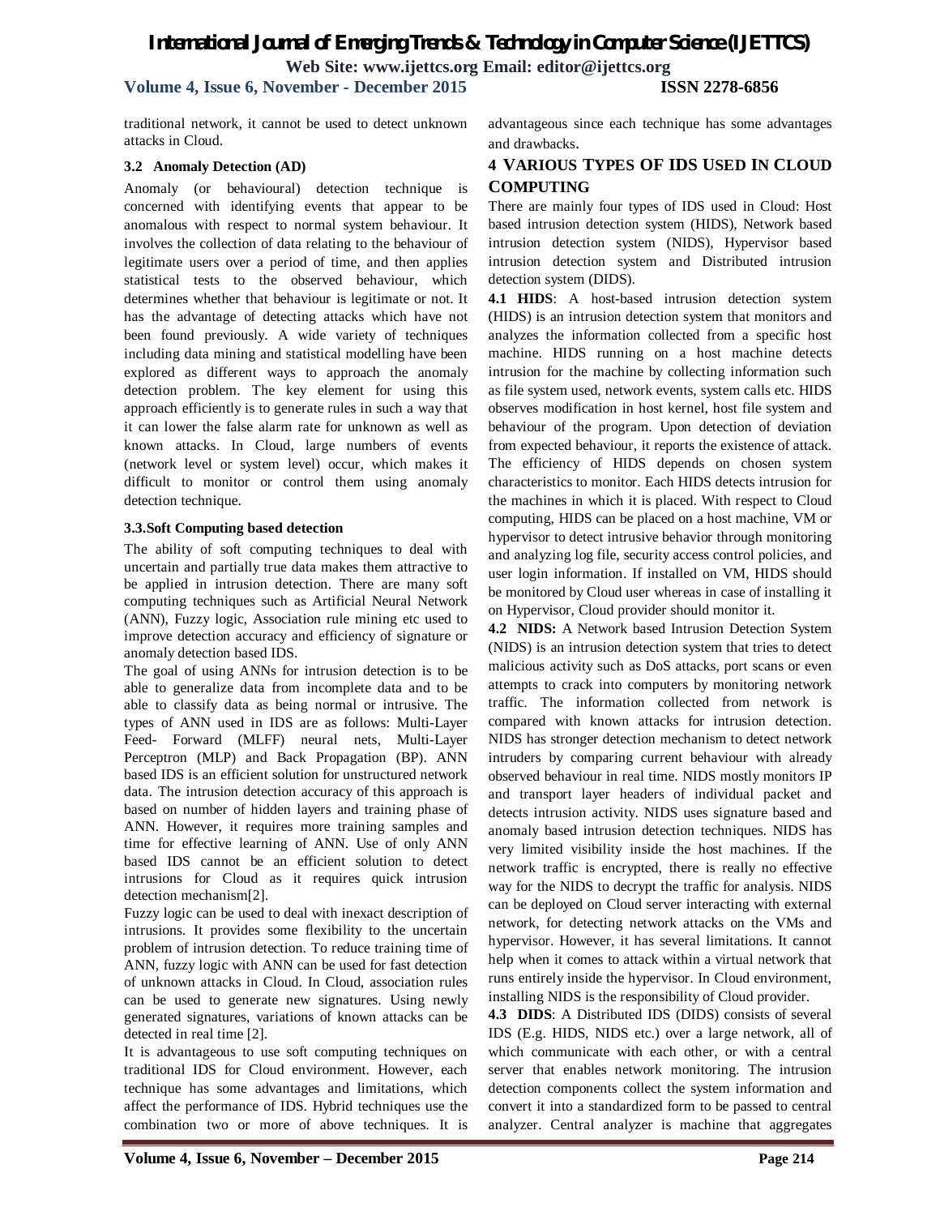traditional network, it cannot be used to detect unknown attacks in Cloud.

### 3.2 Anomaly Detection (AD)

Anomaly (or behavioural) detection technique is concerned with identifying events that appear to be anomalous with respect to normal system behaviour. It involves the collection of data relating to the behaviour of legitimate users over a period of time, and then applies statistical tests to the observed behaviour, which determines whether that behaviour is legitimate or not. It has the advantage of detecting attacks which have not been found previously. A wide variety of techniques including data mining and statistical modelling have been explored as different ways to approach the anomaly detection problem. The key element for using this approach efficiently is to generate rules in such a way that it can lower the false alarm rate for unknown as well as known attacks. In Cloud, large numbers of events (network level or system level) occur, which makes it difficult to monitor or control them using anomaly detection technique.

### 3.3.Soft Computing based detection

The ability of soft computing techniques to deal with uncertain and partially true data makes them attractive to be applied in intrusion detection. There are many soft computing techniques such as Artificial Neural Network (ANN), Fuzzy logic, Association rule mining etc used to improve detection accuracy and efficiency of signature or anomaly detection based IDS.

The goal of using ANNs for intrusion detection is to be able to generalize data from incomplete data and to be able to classify data as being normal or intrusive. The types of ANN used in IDS are as follows: Multi-Layer Feed- Forward (MLFF) neural nets, Multi-Layer Perceptron (MLP) and Back Propagation (BP). ANN based IDS is an efficient solution for unstructured network data. The intrusion detection accuracy of this approach is based on number of hidden layers and training phase of ANN. However, it requires more training samples and time for effective learning of ANN. Use of only ANN based IDS cannot be an efficient solution to detect intrusions for Cloud as it requires quick intrusion detection mechanism[2].

Fuzzy logic can be used to deal with inexact description of intrusions. It provides some flexibility to the uncertain problem of intrusion detection. To reduce training time of ANN, fuzzy logic with ANN can be used for fast detection of unknown attacks in Cloud. In Cloud, association rules can be used to generate new signatures. Using newly generated signatures, variations of known attacks can be detected in real time [2].

It is advantageous to use soft computing techniques on traditional IDS for Cloud environment. However, each technique has some advantages and limitations, which affect the performance of IDS. Hybrid techniques use the combination two or more of above techniques. It is advantageous since each technique has some advantages and drawbacks.

## 4 VARIOUS TYPES OF IDS USED IN CLOUD COMPUTING

There are mainly four types of IDS used in Cloud: Host based intrusion detection system (HIDS), Network based intrusion detection system (NIDS), Hypervisor based intrusion detection system and Distributed intrusion detection system (DIDS).

**4.1 HIDS**: A host-based intrusion detection system (HIDS) is an intrusion detection system that monitors and analyzes the information collected from a specific host machine. HIDS running on a host machine detects intrusion for the machine by collecting information such as file system used, network events, system calls etc. HIDS observes modification in host kernel, host file system and behaviour of the program. Upon detection of deviation from expected behaviour, it reports the existence of attack. The efficiency of HIDS depends on chosen system characteristics to monitor. Each HIDS detects intrusion for the machines in which it is placed. With respect to Cloud computing, HIDS can be placed on a host machine, VM or hypervisor to detect intrusive behavior through monitoring and analyzing log file, security access control policies, and user login information. If installed on VM, HIDS should be monitored by Cloud user whereas in case of installing it on Hypervisor, Cloud provider should monitor it.

**4.2 NIDS:** A Network based Intrusion Detection System (NIDS) is an intrusion detection system that tries to detect malicious activity such as DoS attacks, port scans or even attempts to crack into computers by monitoring network traffic. The information collected from network is compared with known attacks for intrusion detection. NIDS has stronger detection mechanism to detect network intruders by comparing current behaviour with already observed behaviour in real time. NIDS mostly monitors IP and transport layer headers of individual packet and detects intrusion activity. NIDS uses signature based and anomaly based intrusion detection techniques. NIDS has very limited visibility inside the host machines. If the network traffic is encrypted, there is really no effective way for the NIDS to decrypt the traffic for analysis. NIDS can be deployed on Cloud server interacting with external network, for detecting network attacks on the VMs and hypervisor. However, it has several limitations. It cannot help when it comes to attack within a virtual network that runs entirely inside the hypervisor. In Cloud environment, installing NIDS is the responsibility of Cloud provider.

**4.3 DIDS**: A Distributed IDS (DIDS) consists of several IDS (E.g. HIDS, NIDS etc.) over a large network, all of which communicate with each other, or with a central server that enables network monitoring. The intrusion detection components collect the system information and convert it into a standardized form to be passed to central analyzer. Central analyzer is machine that aggregates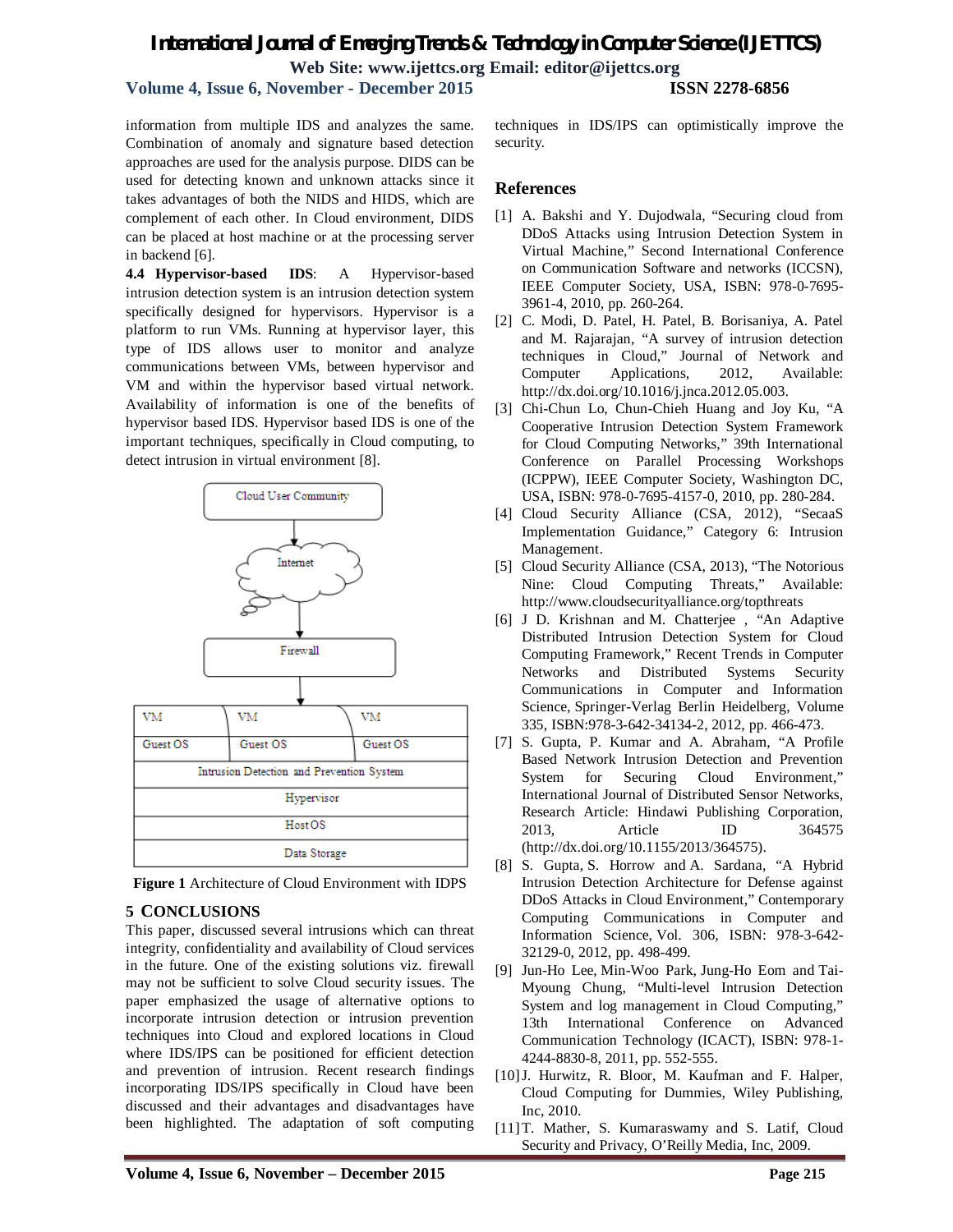information from multiple IDS and analyzes the same. Combination of anomaly and signature based detection approaches are used for the analysis purpose. DIDS can be used for detecting known and unknown attacks since it takes advantages of both the NIDS and HIDS, which are complement of each other. In Cloud environment, DIDS can be placed at host machine or at the processing server in backend [6].

**4.4 Hypervisor-based IDS**: A Hypervisor-based intrusion detection system is an intrusion detection system specifically designed for hypervisors. Hypervisor is a platform to run VMs. Running at hypervisor layer, this type of IDS allows user to monitor and analyze communications between VMs, between hypervisor and VM and within the hypervisor based virtual network. Availability of information is one of the benefits of hypervisor based IDS. Hypervisor based IDS is one of the important techniques, specifically in Cloud computing, to detect intrusion in virtual environment [8].

Cloud User Community

Internet

Firewall

VM

VM

VM

Guest OS

Guest OS

Guest OS

Intrusion Detection and Prevention System

Hypervisor

Host OS

Data Storage

**Figure 1** Architecture of Cloud Environment with IDPS

## 5 CONCLUSIONS

This paper, discussed several intrusions which can threat integrity, confidentiality and availability of Cloud services in the future. One of the existing solutions viz. firewall may not be sufficient to solve Cloud security issues. The paper emphasized the usage of alternative options to incorporate intrusion detection or intrusion prevention techniques into Cloud and explored locations in Cloud where IDS/IPS can be positioned for efficient detection and prevention of intrusion. Recent research findings incorporating IDS/IPS specifically in Cloud have been discussed and their advantages and disadvantages have been highlighted. The adaptation of soft computing techniques in IDS/IPS can optimistically improve the security.

## References

[1] A. Bakshi and Y. Dujodwala, "Securing cloud from DDoS Attacks using Intrusion Detection System in Virtual Machine," Second International Conference on Communication Software and networks (ICCSN), IEEE Computer Society, USA, ISBN: 978-0-7695-3961-4, 2010, pp. 260-264.

[2] C. Modi, D. Patel, H. Patel, B. Borisaniya, A. Patel and M. Rajarajan, "A survey of intrusion detection techniques in Cloud," Journal of Network and Computer Applications, 2012, Available: http://dx.doi.org/10.1016/j.jnca.2012.05.003.

[3] Chi-Chun Lo, Chun-Chieh Huang and Joy Ku, "A Cooperative Intrusion Detection System Framework for Cloud Computing Networks," 39th International Conference on Parallel Processing Workshops (ICPPW), IEEE Computer Society, Washington DC, USA, ISBN: 978-0-7695-4157-0, 2010, pp. 280-284.

[4] Cloud Security Alliance (CSA, 2012), "SecaaS Implementation Guidance," Category 6: Intrusion Management.

[5] Cloud Security Alliance (CSA, 2013), "The Notorious Nine: Cloud Computing Threats," Available: http://www.cloudsecurityalliance.org/topthreats

[6] J D. Krishnan and M. Chatterjee , "An Adaptive Distributed Intrusion Detection System for Cloud Computing Framework," Recent Trends in Computer Networks and Distributed Systems Security Communications in Computer and Information Science, Springer-Verlag Berlin Heidelberg, Volume 335, ISBN:978-3-642-34134-2, 2012, pp. 466-473.

[7] S. Gupta, P. Kumar and A. Abraham, "A Profile Based Network Intrusion Detection and Prevention System for Securing Cloud Environment," International Journal of Distributed Sensor Networks, Research Article: Hindawi Publishing Corporation, 2013, Article ID 364575 (http://dx.doi.org/10.1155/2013/364575).

[8] S. Gupta, S. Horrow and A. Sardana, "A Hybrid Intrusion Detection Architecture for Defense against DDoS Attacks in Cloud Environment," Contemporary Computing Communications in Computer and Information Science, Vol. 306, ISBN: 978-3-642-32129-0, 2012, pp. 498-499.

[9] Jun-Ho Lee, Min-Woo Park, Jung-Ho Eom and Tai-Myoung Chung, "Multi-level Intrusion Detection System and log management in Cloud Computing," 13th International Conference on Advanced Communication Technology (ICACT), ISBN: 978-1-4244-8830-8, 2011, pp. 552-555.

[10] J. Hurwitz, R. Bloor, M. Kaufman and F. Halper, Cloud Computing for Dummies, Wiley Publishing, Inc, 2010.

[11] T. Mather, S. Kumaraswamy and S. Latif, Cloud Security and Privacy, O'Reilly Media, Inc, 2009.